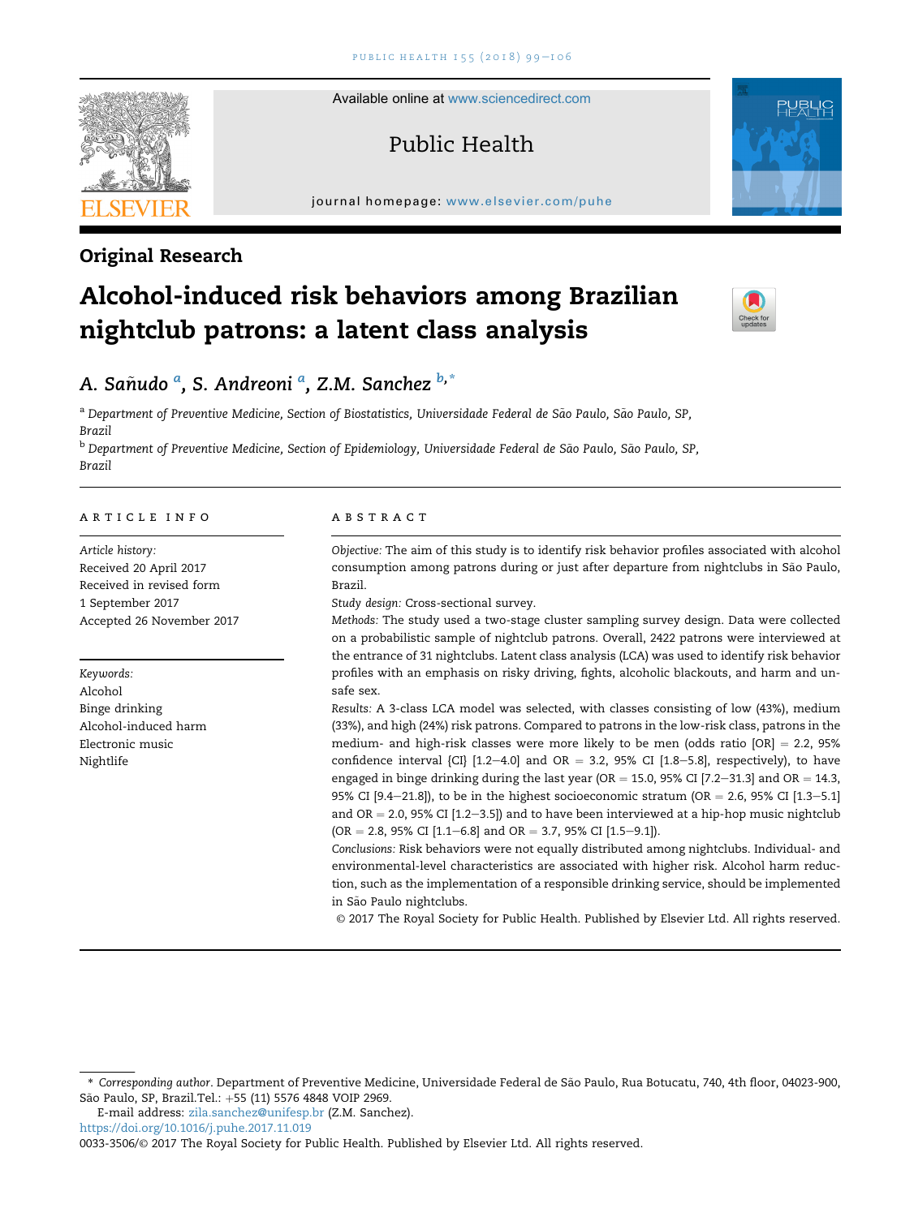Available online at www.sciencedirect.com

Public Health

journal homepage: www.elsevier.com/puhe

## Original Research

# Alcohol-induced risk behaviors among Brazilian nightclub patrons: a latent class analysis

*A. Sañudo* [a], *S. Andreoni* [a], *Z.M. Sanchez* [b,*]

[a] Department of Preventive Medicine, Section of Biostatistics, Universidade Federal de São Paulo, São Paulo, SP, Brazil

[b] Department of Preventive Medicine, Section of Epidemiology, Universidade Federal de São Paulo, São Paulo, SP, Brazil

### ARTICLE INFO

*Article history:*
Received 20 April 2017
Received in revised form
1 September 2017
Accepted 26 November 2017

*Keywords:*
Alcohol
Binge drinking
Alcohol-induced harm
Electronic music
Nightlife

### ABSTRACT

*Objective:* The aim of this study is to identify risk behavior profiles associated with alcohol consumption among patrons during or just after departure from nightclubs in São Paulo, Brazil.

*Study design:* Cross-sectional survey.

*Methods:* The study used a two-stage cluster sampling survey design. Data were collected on a probabilistic sample of nightclub patrons. Overall, 2422 patrons were interviewed at the entrance of 31 nightclubs. Latent class analysis (LCA) was used to identify risk behavior profiles with an emphasis on risky driving, fights, alcoholic blackouts, and harm and unsafe sex.

*Results:* A 3-class LCA model was selected, with classes consisting of low (43%), medium (33%), and high (24%) risk patrons. Compared to patrons in the low-risk class, patrons in the medium- and high-risk classes were more likely to be men (odds ratio [OR] = 2.2, 95% confidence interval {CI} [1.2–4.0] and OR = 3.2, 95% CI [1.8–5.8], respectively), to have engaged in binge drinking during the last year (OR = 15.0, 95% CI [7.2–31.3] and OR = 14.3, 95% CI [9.4–21.8]), to be in the highest socioeconomic stratum (OR = 2.6, 95% CI [1.3–5.1] and OR = 2.0, 95% CI [1.2–3.5]) and to have been interviewed at a hip-hop music nightclub (OR = 2.8, 95% CI [1.1–6.8] and OR = 3.7, 95% CI [1.5–9.1]).

*Conclusions:* Risk behaviors were not equally distributed among nightclubs. Individual- and environmental-level characteristics are associated with higher risk. Alcohol harm reduction, such as the implementation of a responsible drinking service, should be implemented in São Paulo nightclubs.

© 2017 The Royal Society for Public Health. Published by Elsevier Ltd. All rights reserved.

---

\* *Corresponding author*. Department of Preventive Medicine, Universidade Federal de São Paulo, Rua Botucatu, 740, 4th floor, 04023-900, São Paulo, SP, Brazil.Tel.: +55 (11) 5576 4848 VOIP 2969.

E-mail address: zila.sanchez@unifesp.br (Z.M. Sanchez).

https://doi.org/10.1016/j.puhe.2017.11.019

0033-3506/© 2017 The Royal Society for Public Health. Published by Elsevier Ltd. All rights reserved.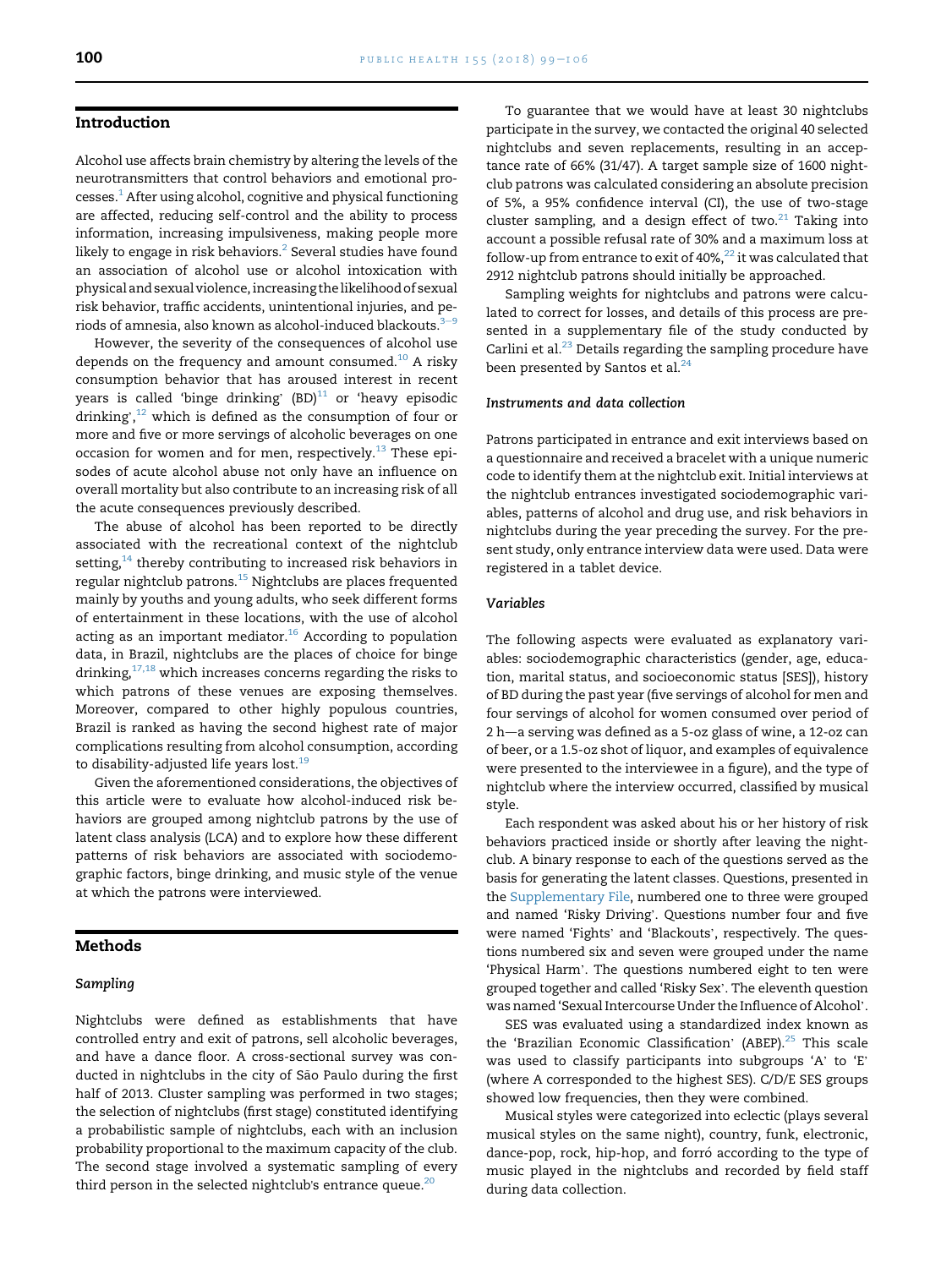## Introduction

Alcohol use affects brain chemistry by altering the levels of the neurotransmitters that control behaviors and emotional processes.[1] After using alcohol, cognitive and physical functioning are affected, reducing self-control and the ability to process information, increasing impulsiveness, making people more likely to engage in risk behaviors.[2] Several studies have found an association of alcohol use or alcohol intoxication with physical and sexual violence, increasing the likelihood of sexual risk behavior, traffic accidents, unintentional injuries, and periods of amnesia, also known as alcohol-induced blackouts.[3–9]

However, the severity of the consequences of alcohol use depends on the frequency and amount consumed.[10] A risky consumption behavior that has aroused interest in recent years is called 'binge drinking' (BD)[11] or 'heavy episodic drinking',[12] which is defined as the consumption of four or more and five or more servings of alcoholic beverages on one occasion for women and for men, respectively.[13] These episodes of acute alcohol abuse not only have an influence on overall mortality but also contribute to an increasing risk of all the acute consequences previously described.

The abuse of alcohol has been reported to be directly associated with the recreational context of the nightclub setting,[14] thereby contributing to increased risk behaviors in regular nightclub patrons.[15] Nightclubs are places frequented mainly by youths and young adults, who seek different forms of entertainment in these locations, with the use of alcohol acting as an important mediator.[16] According to population data, in Brazil, nightclubs are the places of choice for binge drinking,[17,18] which increases concerns regarding the risks to which patrons of these venues are exposing themselves. Moreover, compared to other highly populous countries, Brazil is ranked as having the second highest rate of major complications resulting from alcohol consumption, according to disability-adjusted life years lost.[19]

Given the aforementioned considerations, the objectives of this article were to evaluate how alcohol-induced risk behaviors are grouped among nightclub patrons by the use of latent class analysis (LCA) and to explore how these different patterns of risk behaviors are associated with sociodemographic factors, binge drinking, and music style of the venue at which the patrons were interviewed.

## Methods

### Sampling

Nightclubs were defined as establishments that have controlled entry and exit of patrons, sell alcoholic beverages, and have a dance floor. A cross-sectional survey was conducted in nightclubs in the city of São Paulo during the first half of 2013. Cluster sampling was performed in two stages; the selection of nightclubs (first stage) constituted identifying a probabilistic sample of nightclubs, each with an inclusion probability proportional to the maximum capacity of the club. The second stage involved a systematic sampling of every third person in the selected nightclub's entrance queue.[20]

To guarantee that we would have at least 30 nightclubs participate in the survey, we contacted the original 40 selected nightclubs and seven replacements, resulting in an acceptance rate of 66% (31/47). A target sample size of 1600 nightclub patrons was calculated considering an absolute precision of 5%, a 95% confidence interval (CI), the use of two-stage cluster sampling, and a design effect of two.[21] Taking into account a possible refusal rate of 30% and a maximum loss at follow-up from entrance to exit of 40%,[22] it was calculated that 2912 nightclub patrons should initially be approached.

Sampling weights for nightclubs and patrons were calculated to correct for losses, and details of this process are presented in a supplementary file of the study conducted by Carlini et al.[23] Details regarding the sampling procedure have been presented by Santos et al.[24]

### Instruments and data collection

Patrons participated in entrance and exit interviews based on a questionnaire and received a bracelet with a unique numeric code to identify them at the nightclub exit. Initial interviews at the nightclub entrances investigated sociodemographic variables, patterns of alcohol and drug use, and risk behaviors in nightclubs during the year preceding the survey. For the present study, only entrance interview data were used. Data were registered in a tablet device.

### Variables

The following aspects were evaluated as explanatory variables: sociodemographic characteristics (gender, age, education, marital status, and socioeconomic status [SES]), history of BD during the past year (five servings of alcohol for men and four servings of alcohol for women consumed over period of 2 h—a serving was defined as a 5-oz glass of wine, a 12-oz can of beer, or a 1.5-oz shot of liquor, and examples of equivalence were presented to the interviewee in a figure), and the type of nightclub where the interview occurred, classified by musical style.

Each respondent was asked about his or her history of risk behaviors practiced inside or shortly after leaving the nightclub. A binary response to each of the questions served as the basis for generating the latent classes. Questions, presented in the Supplementary File, numbered one to three were grouped and named 'Risky Driving'. Questions number four and five were named 'Fights' and 'Blackouts', respectively. The questions numbered six and seven were grouped under the name 'Physical Harm'. The questions numbered eight to ten were grouped together and called 'Risky Sex'. The eleventh question was named 'Sexual Intercourse Under the Influence of Alcohol'.

SES was evaluated using a standardized index known as the 'Brazilian Economic Classification' (ABEP).[25] This scale was used to classify participants into subgroups 'A' to 'E' (where A corresponded to the highest SES). C/D/E SES groups showed low frequencies, then they were combined.

Musical styles were categorized into eclectic (plays several musical styles on the same night), country, funk, electronic, dance-pop, rock, hip-hop, and forró according to the type of music played in the nightclubs and recorded by field staff during data collection.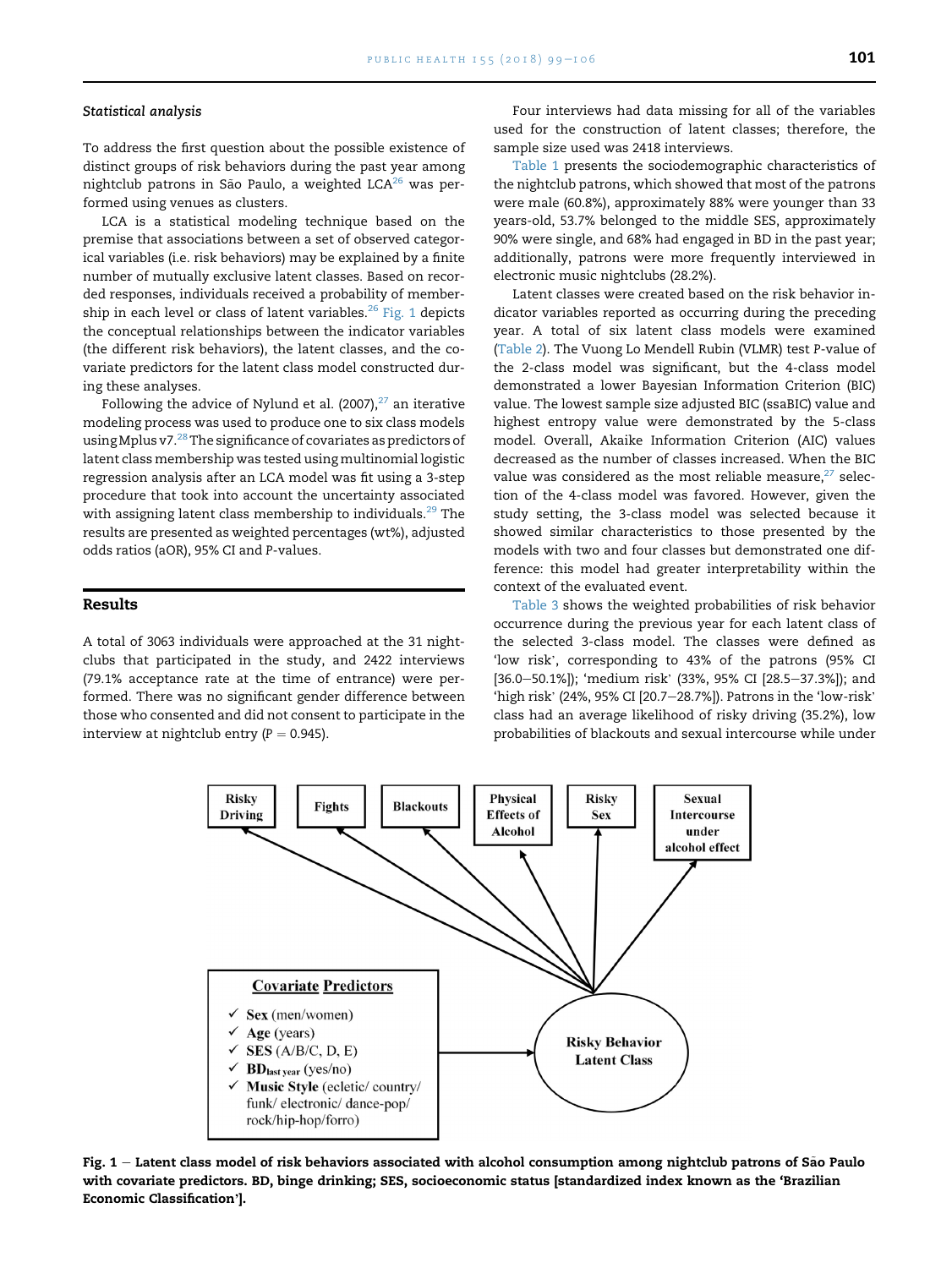### Statistical analysis

To address the first question about the possible existence of distinct groups of risk behaviors during the past year among nightclub patrons in São Paulo, a weighted LCA[26] was performed using venues as clusters.

LCA is a statistical modeling technique based on the premise that associations between a set of observed categorical variables (i.e. risk behaviors) may be explained by a finite number of mutually exclusive latent classes. Based on recorded responses, individuals received a probability of membership in each level or class of latent variables.[26] Fig. 1 depicts the conceptual relationships between the indicator variables (the different risk behaviors), the latent classes, and the covariate predictors for the latent class model constructed during these analyses.

Following the advice of Nylund et al. (2007),[27] an iterative modeling process was used to produce one to six class models using Mplus v7.[28] The significance of covariates as predictors of latent class membership was tested using multinomial logistic regression analysis after an LCA model was fit using a 3-step procedure that took into account the uncertainty associated with assigning latent class membership to individuals.[29] The results are presented as weighted percentages (wt%), adjusted odds ratios (aOR), 95% CI and P-values.

## Results

A total of 3063 individuals were approached at the 31 nightclubs that participated in the study, and 2422 interviews (79.1% acceptance rate at the time of entrance) were performed. There was no significant gender difference between those who consented and did not consent to participate in the interview at nightclub entry ($P = 0.945$).

Four interviews had data missing for all of the variables used for the construction of latent classes; therefore, the sample size used was 2418 interviews.

Table 1 presents the sociodemographic characteristics of the nightclub patrons, which showed that most of the patrons were male (60.8%), approximately 88% were younger than 33 years-old, 53.7% belonged to the middle SES, approximately 90% were single, and 68% had engaged in BD in the past year; additionally, patrons were more frequently interviewed in electronic music nightclubs (28.2%).

Latent classes were created based on the risk behavior indicator variables reported as occurring during the preceding year. A total of six latent class models were examined (Table 2). The Vuong Lo Mendell Rubin (VLMR) test P-value of the 2-class model was significant, but the 4-class model demonstrated a lower Bayesian Information Criterion (BIC) value. The lowest sample size adjusted BIC (ssaBIC) value and highest entropy value were demonstrated by the 5-class model. Overall, Akaike Information Criterion (AIC) values decreased as the number of classes increased. When the BIC value was considered as the most reliable measure,[27] selection of the 4-class model was favored. However, given the study setting, the 3-class model was selected because it showed similar characteristics to those presented by the models with two and four classes but demonstrated one difference: this model had greater interpretability within the context of the evaluated event.

Table 3 shows the weighted probabilities of risk behavior occurrence during the previous year for each latent class of the selected 3-class model. The classes were defined as 'low risk', corresponding to 43% of the patrons (95% CI [36.0–50.1%]); 'medium risk' (33%, 95% CI [28.5–37.3%]); and 'high risk' (24%, 95% CI [20.7–28.7%]). Patrons in the 'low-risk' class had an average likelihood of risky driving (35.2%), low probabilities of blackouts and sexual intercourse while under

Risky Driving | Fights | Blackouts | Physical Effects of Alcohol | Risky Sex | Sexual Intercourse under alcohol effect

Covariate Predictors
- ✓ Sex (men/women)
- ✓ Age (years)
- ✓ SES (A/B/C, D, E)
- ✓ $BD_{last\ year}$ (yes/no)
- ✓ Music Style (ecletic/ country/ funk/ electronic/ dance-pop/ rock/hip-hop/forro)

Risky Behavior Latent Class

**Fig. 1 – Latent class model of risk behaviors associated with alcohol consumption among nightclub patrons of São Paulo with covariate predictors. BD, binge drinking; SES, socioeconomic status [standardized index known as the 'Brazilian Economic Classification'].**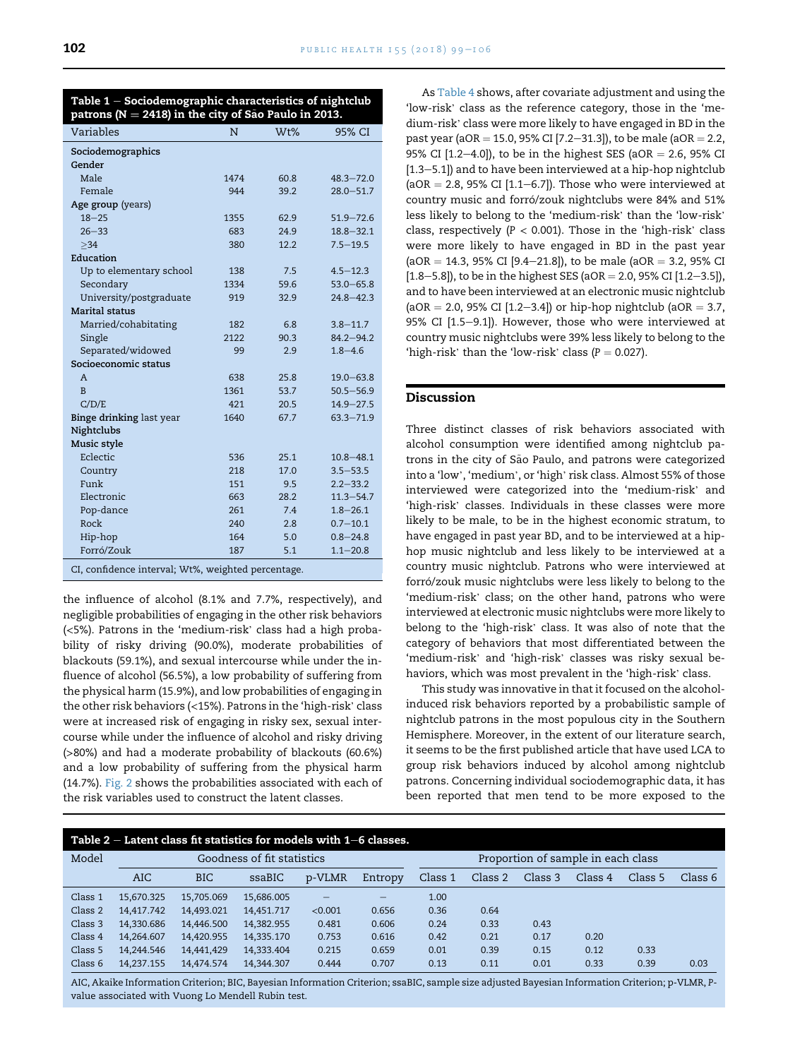**Table 1 – Sociodemographic characteristics of nightclub patrons (N = 2418) in the city of Sao Paulo in 2013.**

| Variables | N | Wt% | 95% CI |
|---|---|---|---|
| **Sociodemographics** | | | |
| **Gender** | | | |
| Male | 1474 | 60.8 | 48.3–72.0 |
| Female | 944 | 39.2 | 28.0–51.7 |
| **Age group** (years) | | | |
| 18–25 | 1355 | 62.9 | 51.9–72.6 |
| 26–33 | 683 | 24.9 | 18.8–32.1 |
| ≥34 | 380 | 12.2 | 7.5–19.5 |
| **Education** | | | |
| Up to elementary school | 138 | 7.5 | 4.5–12.3 |
| Secondary | 1334 | 59.6 | 53.0–65.8 |
| University/postgraduate | 919 | 32.9 | 24.8–42.3 |
| **Marital status** | | | |
| Married/cohabitating | 182 | 6.8 | 3.8–11.7 |
| Single | 2122 | 90.3 | 84.2–94.2 |
| Separated/widowed | 99 | 2.9 | 1.8–4.6 |
| **Socioeconomic status** | | | |
| A | 638 | 25.8 | 19.0–63.8 |
| B | 1361 | 53.7 | 50.5–56.9 |
| C/D/E | 421 | 20.5 | 14.9–27.5 |
| **Binge drinking** last year | 1640 | 67.7 | 63.3–71.9 |
| **Nightclubs** | | | |
| **Music style** | | | |
| Eclectic | 536 | 25.1 | 10.8–48.1 |
| Country | 218 | 17.0 | 3.5–53.5 |
| Funk | 151 | 9.5 | 2.2–33.2 |
| Electronic | 663 | 28.2 | 11.3–54.7 |
| Pop-dance | 261 | 7.4 | 1.8–26.1 |
| Rock | 240 | 2.8 | 0.7–10.1 |
| Hip-hop | 164 | 5.0 | 0.8–24.8 |
| Forró/Zouk | 187 | 5.1 | 1.1–20.8 |

CI, confidence interval; Wt%, weighted percentage.

the influence of alcohol (8.1% and 7.7%, respectively), and negligible probabilities of engaging in the other risk behaviors (<5%). Patrons in the 'medium-risk' class had a high probability of risky driving (90.0%), moderate probabilities of blackouts (59.1%), and sexual intercourse while under the influence of alcohol (56.5%), a low probability of suffering from the physical harm (15.9%), and low probabilities of engaging in the other risk behaviors (<15%). Patrons in the 'high-risk' class were at increased risk of engaging in risky sex, sexual intercourse while under the influence of alcohol and risky driving (>80%) and had a moderate probability of blackouts (60.6%) and a low probability of suffering from the physical harm (14.7%). Fig. 2 shows the probabilities associated with each of the risk variables used to construct the latent classes.

As Table 4 shows, after covariate adjustment and using the 'low-risk' class as the reference category, those in the 'medium-risk' class were more likely to have engaged in BD in the past year (aOR = 15.0, 95% CI [7.2–31.3]), to be male (aOR = 2.2, 95% CI [1.2–4.0]), to be in the highest SES (aOR = 2.6, 95% CI [1.3–5.1]) and to have been interviewed at a hip-hop nightclub (aOR = 2.8, 95% CI [1.1–6.7]). Those who were interviewed at country music and forró/zouk nightclubs were 84% and 51% less likely to belong to the 'medium-risk' than the 'low-risk' class, respectively ($P < 0.001$). Those in the 'high-risk' class were more likely to have engaged in BD in the past year (aOR = 14.3, 95% CI [9.4–21.8]), to be male (aOR = 3.2, 95% CI [1.8–5.8]), to be in the highest SES (aOR = 2.0, 95% CI [1.2–3.5]), and to have been interviewed at an electronic music nightclub (aOR = 2.0, 95% CI [1.2–3.4]) or hip-hop nightclub (aOR = 3.7, 95% CI [1.5–9.1]). However, those who were interviewed at country music nightclubs were 39% less likely to belong to the 'high-risk' than the 'low-risk' class ($P = 0.027$).

## Discussion

Three distinct classes of risk behaviors associated with alcohol consumption were identified among nightclub patrons in the city of São Paulo, and patrons were categorized into a 'low', 'medium', or 'high' risk class. Almost 55% of those interviewed were categorized into the 'medium-risk' and 'high-risk' classes. Individuals in these classes were more likely to be male, to be in the highest economic stratum, to have engaged in past year BD, and to be interviewed at a hip-hop music nightclub and less likely to be interviewed at a country music nightclub. Patrons who were interviewed at forró/zouk music nightclubs were less likely to belong to the 'medium-risk' class; on the other hand, patrons who were interviewed at electronic music nightclubs were more likely to belong to the 'high-risk' class. It was also of note that the category of behaviors that most differentiated between the 'medium-risk' and 'high-risk' classes was risky sexual behaviors, which was most prevalent in the 'high-risk' class.

This study was innovative in that it focused on the alcohol-induced risk behaviors reported by a probabilistic sample of nightclub patrons in the most populous city in the Southern Hemisphere. Moreover, in the extent of our literature search, it seems to be the first published article that have used LCA to group risk behaviors induced by alcohol among nightclub patrons. Concerning individual sociodemographic data, it has been reported that men tend to be more exposed to the

**Table 2 – Latent class fit statistics for models with 1–6 classes.**

| Model | Goodness of fit statistics | | | | | Proportion of sample in each class | | | | | |
|---|---|---|---|---|---|---|---|---|---|---|---|
| | AIC | BIC | ssaBIC | p-VLMR | Entropy | Class 1 | Class 2 | Class 3 | Class 4 | Class 5 | Class 6 |
| Class 1 | 15,670.325 | 15,705.069 | 15,686.005 | – | – | 1.00 | | | | | |
| Class 2 | 14,417.742 | 14,493.021 | 14,451.717 | <0.001 | 0.656 | 0.36 | 0.64 | | | | |
| Class 3 | 14,330.686 | 14,446.500 | 14,382.955 | 0.481 | 0.606 | 0.24 | 0.33 | 0.43 | | | |
| Class 4 | 14,264.607 | 14,420.955 | 14,335.170 | 0.753 | 0.616 | 0.42 | 0.21 | 0.17 | 0.20 | | |
| Class 5 | 14,244.546 | 14,441,429 | 14,333.404 | 0.215 | 0.659 | 0.01 | 0.39 | 0.15 | 0.12 | 0.33 | |
| Class 6 | 14,237.155 | 14,474.574 | 14,344.307 | 0.444 | 0.707 | 0.13 | 0.11 | 0.01 | 0.33 | 0.39 | 0.03 |

AIC, Akaike Information Criterion; BIC, Bayesian Information Criterion; ssaBIC, sample size adjusted Bayesian Information Criterion; p-VLMR, P-value associated with Vuong Lo Mendell Rubin test.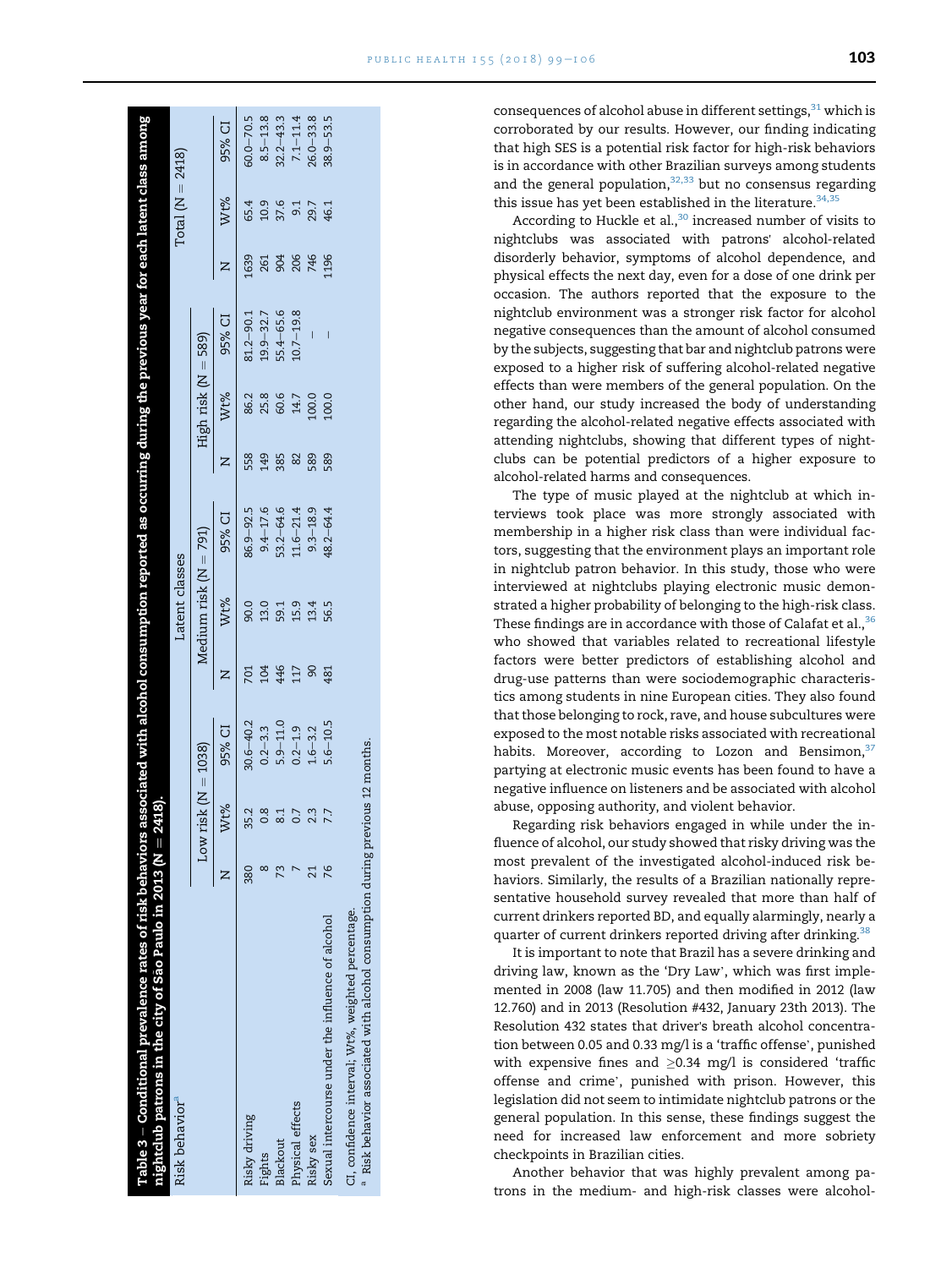**Table 3 – Conditional prevalence rates of risk behaviors associated with alcohol consumption reported as occurring during the previous year for each latent class among nightclub patrons in the city of Sao Paulo in 2013 (N = 2418).**

| Risk behavior[a] | Latent classes | | | | | | | | | Total (N = 2418) | | |
|---|---|---|---|---|---|---|---|---|---|---|---|---|
| | Low risk (N = 1038) | | | Medium risk (N = 791) | | | High risk (N = 589) | | | | | |
| | N | Wt% | 95% CI | N | Wt% | 95% CI | N | Wt% | 95% CI | N | Wt% | 95% CI |
| Risky driving | 380 | 35.2 | 30.6–40.2 | 701 | 90.0 | 86.9–92.5 | 558 | 86.2 | 81.2–90.1 | 1639 | 65.4 | 60.0–70.5 |
| Fights | 8 | 0.8 | 0.2–3.3 | 104 | 13.0 | 9.4–17.6 | 149 | 25.8 | 19.9–32.7 | 261 | 10.9 | 8.5–13.8 |
| Blackout | 73 | 8.1 | 5.9–11.0 | 446 | 59.1 | 53.2–64.6 | 385 | 60.6 | 55.4–65.6 | 904 | 37.6 | 32.2–43.3 |
| Physical effects | 7 | 0.7 | 0.2–1.9 | 117 | 15.9 | 11.6–21.4 | 82 | 14.7 | 10.7–19.8 | 206 | 9.1 | 7.1–11.4 |
| Risky sex | 21 | 2.3 | 1.6–3.2 | 90 | 13.4 | 9.3–18.9 | 589 | 100.0 | – | 746 | 29.7 | 26.0–33.8 |
| Sexual intercourse under the influence of alcohol | 76 | 7.7 | 5.6–10.5 | 481 | 56.5 | 48.2–64.4 | 589 | 100.0 | – | 1196 | 46.1 | 38.9–53.5 |

CI, confidence interval; Wt%, weighted percentage.
[a] Risk behavior associated with alcohol consumption during previous 12 months.

consequences of alcohol abuse in different settings,[31] which is corroborated by our results. However, our finding indicating that high SES is a potential risk factor for high-risk behaviors is in accordance with other Brazilian surveys among students and the general population,[32,33] but no consensus regarding this issue has yet been established in the literature.[34,35]

According to Huckle et al.,[30] increased number of visits to nightclubs was associated with patrons' alcohol-related disorderly behavior, symptoms of alcohol dependence, and physical effects the next day, even for a dose of one drink per occasion. The authors reported that the exposure to the nightclub environment was a stronger risk factor for alcohol negative consequences than the amount of alcohol consumed by the subjects, suggesting that bar and nightclub patrons were exposed to a higher risk of suffering alcohol-related negative effects than were members of the general population. On the other hand, our study increased the body of understanding regarding the alcohol-related negative effects associated with attending nightclubs, showing that different types of nightclubs can be potential predictors of a higher exposure to alcohol-related harms and consequences.

The type of music played at the nightclub at which interviews took place was more strongly associated with membership in a higher risk class than were individual factors, suggesting that the environment plays an important role in nightclub patron behavior. In this study, those who were interviewed at nightclubs playing electronic music demonstrated a higher probability of belonging to the high-risk class. These findings are in accordance with those of Calafat et al.,[36] who showed that variables related to recreational lifestyle factors were better predictors of establishing alcohol and drug-use patterns than were sociodemographic characteristics among students in nine European cities. They also found that those belonging to rock, rave, and house subcultures were exposed to the most notable risks associated with recreational habits. Moreover, according to Lozon and Bensimon,[37] partying at electronic music events has been found to have a negative influence on listeners and be associated with alcohol abuse, opposing authority, and violent behavior.

Regarding risk behaviors engaged in while under the influence of alcohol, our study showed that risky driving was the most prevalent of the investigated alcohol-induced risk behaviors. Similarly, the results of a Brazilian nationally representative household survey revealed that more than half of current drinkers reported BD, and equally alarmingly, nearly a quarter of current drinkers reported driving after drinking.[38]

It is important to note that Brazil has a severe drinking and driving law, known as the 'Dry Law', which was first implemented in 2008 (law 11.705) and then modified in 2012 (law 12.760) and in 2013 (Resolution #432, January 23th 2013). The Resolution 432 states that driver's breath alcohol concentration between 0.05 and 0.33 mg/l is a 'traffic offense', punished with expensive fines and ≥0.34 mg/l is considered 'traffic offense and crime', punished with prison. However, this legislation did not seem to intimidate nightclub patrons or the general population. In this sense, these findings suggest the need for increased law enforcement and more sobriety checkpoints in Brazilian cities.

Another behavior that was highly prevalent among patrons in the medium- and high-risk classes were alcohol-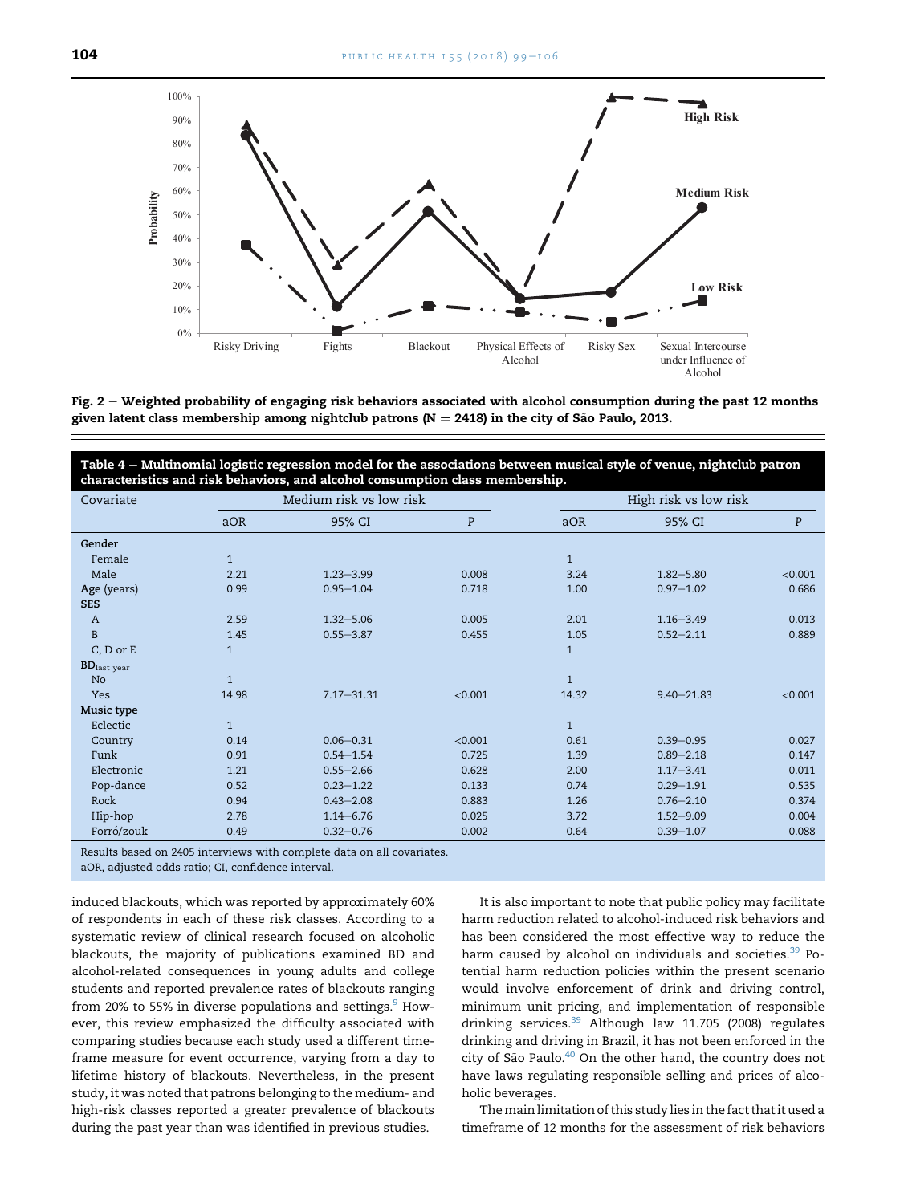Fig. 2 — Weighted probability of engaging risk behaviors associated with alcohol consumption during the past 12 months given latent class membership among nightclub patrons (N = 2418) in the city of São Paulo, 2013.

**Table 4 — Multinomial logistic regression model for the associations between musical style of venue, nightclub patron characteristics and risk behaviors, and alcohol consumption class membership.**

| Covariate | Medium risk vs low risk | | | High risk vs low risk | | |
|---|---|---|---|---|---|---|
| | aOR | 95% CI | P | aOR | 95% CI | P |
| **Gender** | | | | | | |
| Female | 1 | | | 1 | | |
| Male | 2.21 | 1.23–3.99 | 0.008 | 3.24 | 1.82–5.80 | <0.001 |
| **Age** (years) | 0.99 | 0.95–1.04 | 0.718 | 1.00 | 0.97–1.02 | 0.686 |
| **SES** | | | | | | |
| A | 2.59 | 1.32–5.06 | 0.005 | 2.01 | 1.16–3.49 | 0.013 |
| B | 1.45 | 0.55–3.87 | 0.455 | 1.05 | 0.52–2.11 | 0.889 |
| C, D or E | 1 | | | 1 | | |
| **$BD_{last\ year}$** | | | | | | |
| No | 1 | | | 1 | | |
| Yes | 14.98 | 7.17–31.31 | <0.001 | 14.32 | 9.40–21.83 | <0.001 |
| **Music type** | | | | | | |
| Eclectic | 1 | | | 1 | | |
| Country | 0.14 | 0.06–0.31 | <0.001 | 0.61 | 0.39–0.95 | 0.027 |
| Funk | 0.91 | 0.54–1.54 | 0.725 | 1.39 | 0.89–2.18 | 0.147 |
| Electronic | 1.21 | 0.55–2.66 | 0.628 | 2.00 | 1.17–3.41 | 0.011 |
| Pop-dance | 0.52 | 0.23–1.22 | 0.133 | 0.74 | 0.29–1.91 | 0.535 |
| Rock | 0.94 | 0.43–2.08 | 0.883 | 1.26 | 0.76–2.10 | 0.374 |
| Hip-hop | 2.78 | 1.14–6.76 | 0.025 | 3.72 | 1.52–9.09 | 0.004 |
| Forró/zouk | 0.49 | 0.32–0.76 | 0.002 | 0.64 | 0.39–1.07 | 0.088 |

Results based on 2405 interviews with complete data on all covariates.
aOR, adjusted odds ratio; CI, confidence interval.

induced blackouts, which was reported by approximately 60% of respondents in each of these risk classes. According to a systematic review of clinical research focused on alcoholic blackouts, the majority of publications examined BD and alcohol-related consequences in young adults and college students and reported prevalence rates of blackouts ranging from 20% to 55% in diverse populations and settings.[9] However, this review emphasized the difficulty associated with comparing studies because each study used a different timeframe measure for event occurrence, varying from a day to lifetime history of blackouts. Nevertheless, in the present study, it was noted that patrons belonging to the medium- and high-risk classes reported a greater prevalence of blackouts during the past year than was identified in previous studies.

It is also important to note that public policy may facilitate harm reduction related to alcohol-induced risk behaviors and has been considered the most effective way to reduce the harm caused by alcohol on individuals and societies.[39] Potential harm reduction policies within the present scenario would involve enforcement of drink and driving control, minimum unit pricing, and implementation of responsible drinking services.[39] Although law 11.705 (2008) regulates drinking and driving in Brazil, it has not been enforced in the city of São Paulo.[40] On the other hand, the country does not have laws regulating responsible selling and prices of alcoholic beverages.

The main limitation of this study lies in the fact that it used a timeframe of 12 months for the assessment of risk behaviors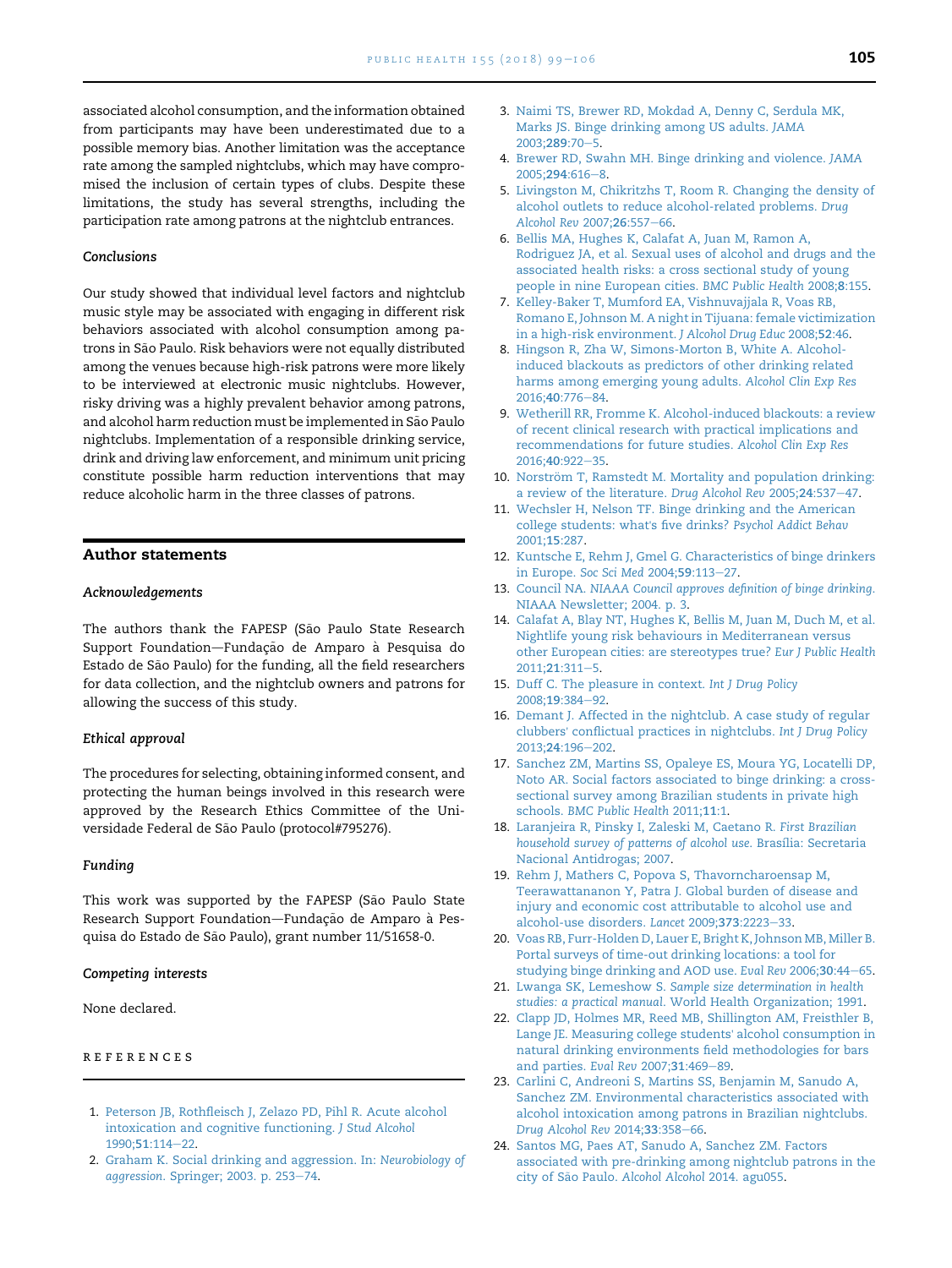associated alcohol consumption, and the information obtained from participants may have been underestimated due to a possible memory bias. Another limitation was the acceptance rate among the sampled nightclubs, which may have compromised the inclusion of certain types of clubs. Despite these limitations, the study has several strengths, including the participation rate among patrons at the nightclub entrances.

### Conclusions

Our study showed that individual level factors and nightclub music style may be associated with engaging in different risk behaviors associated with alcohol consumption among patrons in São Paulo. Risk behaviors were not equally distributed among the venues because high-risk patrons were more likely to be interviewed at electronic music nightclubs. However, risky driving was a highly prevalent behavior among patrons, and alcohol harm reduction must be implemented in São Paulo nightclubs. Implementation of a responsible drinking service, drink and driving law enforcement, and minimum unit pricing constitute possible harm reduction interventions that may reduce alcoholic harm in the three classes of patrons.

## Author statements

### Acknowledgements

The authors thank the FAPESP (São Paulo State Research Support Foundation—Fundação de Amparo à Pesquisa do Estado de São Paulo) for the funding, all the field researchers for data collection, and the nightclub owners and patrons for allowing the success of this study.

### Ethical approval

The procedures for selecting, obtaining informed consent, and protecting the human beings involved in this research were approved by the Research Ethics Committee of the Universidade Federal de São Paulo (protocol#795276).

### Funding

This work was supported by the FAPESP (São Paulo State Research Support Foundation—Fundação de Amparo à Pesquisa do Estado de São Paulo), grant number 11/51658-0.

### Competing interests

None declared.

## REFERENCES

1. Peterson JB, Rothfleisch J, Zelazo PD, Pihl R. Acute alcohol intoxication and cognitive functioning. *J Stud Alcohol* 1990;**51**:114–22.
2. Graham K. Social drinking and aggression. In: *Neurobiology of aggression*. Springer; 2003. p. 253–74.
3. Naimi TS, Brewer RD, Mokdad A, Denny C, Serdula MK, Marks JS. Binge drinking among US adults. *JAMA* 2003;**289**:70–5.
4. Brewer RD, Swahn MH. Binge drinking and violence. *JAMA* 2005;**294**:616–8.
5. Livingston M, Chikritzhs T, Room R. Changing the density of alcohol outlets to reduce alcohol-related problems. *Drug Alcohol Rev* 2007;**26**:557–66.
6. Bellis MA, Hughes K, Calafat A, Juan M, Ramon A, Rodriguez JA, et al. Sexual uses of alcohol and drugs and the associated health risks: a cross sectional study of young people in nine European cities. *BMC Public Health* 2008;**8**:155.
7. Kelley-Baker T, Mumford EA, Vishnuvajjala R, Voas RB, Romano E, Johnson M. A night in Tijuana: female victimization in a high-risk environment. *J Alcohol Drug Educ* 2008;**52**:46.
8. Hingson R, Zha W, Simons-Morton B, White A. Alcohol-induced blackouts as predictors of other drinking related harms among emerging young adults. *Alcohol Clin Exp Res* 2016;**40**:776–84.
9. Wetherill RR, Fromme K. Alcohol-induced blackouts: a review of recent clinical research with practical implications and recommendations for future studies. *Alcohol Clin Exp Res* 2016;**40**:922–35.
10. Norström T, Ramstedt M. Mortality and population drinking: a review of the literature. *Drug Alcohol Rev* 2005;**24**:537–47.
11. Wechsler H, Nelson TF. Binge drinking and the American college students: what's five drinks? *Psychol Addict Behav* 2001;**15**:287.
12. Kuntsche E, Rehm J, Gmel G. Characteristics of binge drinkers in Europe. *Soc Sci Med* 2004;**59**:113–27.
13. Council NA. *NIAAA Council approves definition of binge drinking*. NIAAA Newsletter; 2004. p. 3.
14. Calafat A, Blay NT, Hughes K, Bellis M, Juan M, Duch M, et al. Nightlife young risk behaviours in Mediterranean versus other European cities: are stereotypes true? *Eur J Public Health* 2011;**21**:311–5.
15. Duff C. The pleasure in context. *Int J Drug Policy* 2008;**19**:384–92.
16. Demant J. Affected in the nightclub. A case study of regular clubbers' conflictual practices in nightclubs. *Int J Drug Policy* 2013;**24**:196–202.
17. Sanchez ZM, Martins SS, Opaleye ES, Moura YG, Locatelli DP, Noto AR. Social factors associated to binge drinking: a cross-sectional survey among Brazilian students in private high schools. *BMC Public Health* 2011;**11**:1.
18. Laranjeira R, Pinsky I, Zaleski M, Caetano R. *First Brazilian household survey of patterns of alcohol use*. Brasília: Secretaria Nacional Antidrogas; 2007.
19. Rehm J, Mathers C, Popova S, Thavorncharoensap M, Teerawattananon Y, Patra J. Global burden of disease and injury and economic cost attributable to alcohol use and alcohol-use disorders. *Lancet* 2009;**373**:2223–33.
20. Voas RB, Furr-Holden D, Lauer E, Bright K, Johnson MB, Miller B. Portal surveys of time-out drinking locations: a tool for studying binge drinking and AOD use. *Eval Rev* 2006;**30**:44–65.
21. Lwanga SK, Lemeshow S. *Sample size determination in health studies: a practical manual*. World Health Organization; 1991.
22. Clapp JD, Holmes MR, Reed MB, Shillington AM, Freisthler B, Lange JE. Measuring college students' alcohol consumption in natural drinking environments field methodologies for bars and parties. *Eval Rev* 2007;**31**:469–89.
23. Carlini C, Andreoni S, Martins SS, Benjamin M, Sanudo A, Sanchez ZM. Environmental characteristics associated with alcohol intoxication among patrons in Brazilian nightclubs. *Drug Alcohol Rev* 2014;**33**:358–66.
24. Santos MG, Paes AT, Sanudo A, Sanchez ZM. Factors associated with pre-drinking among nightclub patrons in the city of São Paulo. *Alcohol Alcohol* 2014. agu055.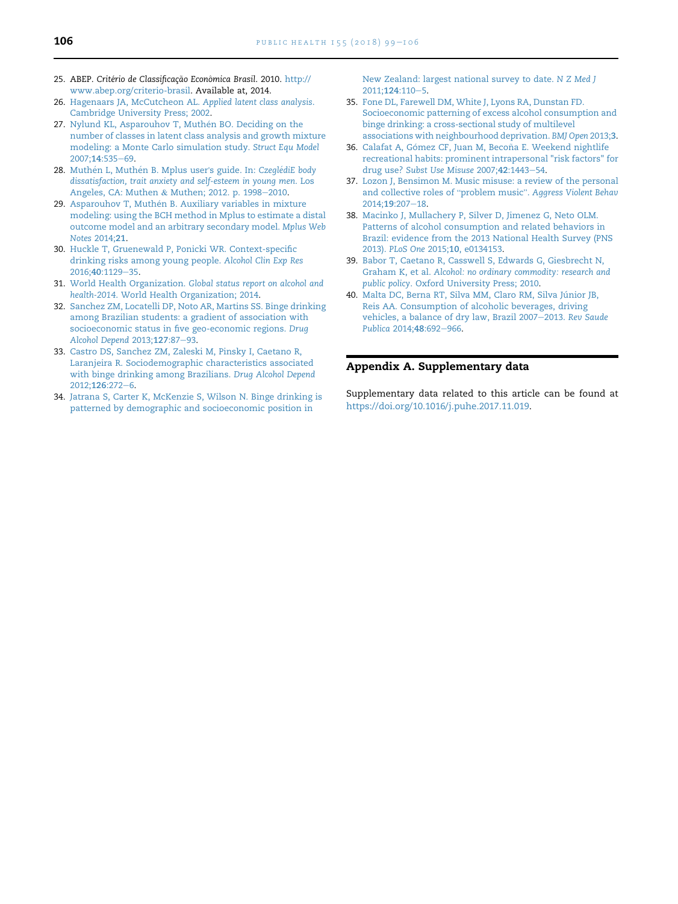25. ABEP. *Critério de Classificação Econômica Brasil*. 2010. http://www.abep.org/criterio-brasil. Available at, 2014.
26. Hagenaars JA, McCutcheon AL. *Applied latent class analysis*. Cambridge University Press; 2002.
27. Nylund KL, Asparouhov T, Muthén BO. Deciding on the number of classes in latent class analysis and growth mixture modeling: a Monte Carlo simulation study. *Struct Equ Model* 2007;**14**:535–69.
28. Muthén L, Muthén B. Mplus user's guide. In: *CzeglédiE body dissatisfaction, trait anxiety and self-esteem in young men*. Los Angeles, CA: Muthen & Muthen; 2012. p. 1998–2010.
29. Asparouhov T, Muthén B. Auxiliary variables in mixture modeling: using the BCH method in Mplus to estimate a distal outcome model and an arbitrary secondary model. *Mplus Web Notes* 2014;**21**.
30. Huckle T, Gruenewald P, Ponicki WR. Context-specific drinking risks among young people. *Alcohol Clin Exp Res* 2016;**40**:1129–35.
31. World Health Organization. *Global status report on alcohol and health-2014*. World Health Organization; 2014.
32. Sanchez ZM, Locatelli DP, Noto AR, Martins SS. Binge drinking among Brazilian students: a gradient of association with socioeconomic status in five geo-economic regions. *Drug Alcohol Depend* 2013;**127**:87–93.
33. Castro DS, Sanchez ZM, Zaleski M, Pinsky I, Caetano R, Laranjeira R. Sociodemographic characteristics associated with binge drinking among Brazilians. *Drug Alcohol Depend* 2012;**126**:272–6.
34. Jatrana S, Carter K, McKenzie S, Wilson N. Binge drinking is patterned by demographic and socioeconomic position in New Zealand: largest national survey to date. *N Z Med J* 2011;**124**:110–5.
35. Fone DL, Farewell DM, White J, Lyons RA, Dunstan FD. Socioeconomic patterning of excess alcohol consumption and binge drinking: a cross-sectional study of multilevel associations with neighbourhood deprivation. *BMJ Open* 2013;**3**.
36. Calafat A, Gómez CF, Juan M, Becoña E. Weekend nightlife recreational habits: prominent intrapersonal "risk factors" for drug use? *Subst Use Misuse* 2007;**42**:1443–54.
37. Lozon J, Bensimon M. Music misuse: a review of the personal and collective roles of "problem music". *Aggress Violent Behav* 2014;**19**:207–18.
38. Macinko J, Mullachery P, Silver D, Jimenez G, Neto OLM. Patterns of alcohol consumption and related behaviors in Brazil: evidence from the 2013 National Health Survey (PNS 2013). *PLoS One* 2015;**10**, e0134153.
39. Babor T, Caetano R, Casswell S, Edwards G, Giesbrecht N, Graham K, et al. *Alcohol: no ordinary commodity: research and public policy*. Oxford University Press; 2010.
40. Malta DC, Berna RT, Silva MM, Claro RM, Silva Júnior JB, Reis AA. Consumption of alcoholic beverages, driving vehicles, a balance of dry law, Brazil 2007–2013. *Rev Saude Publica* 2014;**48**:692–966.

## Appendix A. Supplementary data

Supplementary data related to this article can be found at https://doi.org/10.1016/j.puhe.2017.11.019.